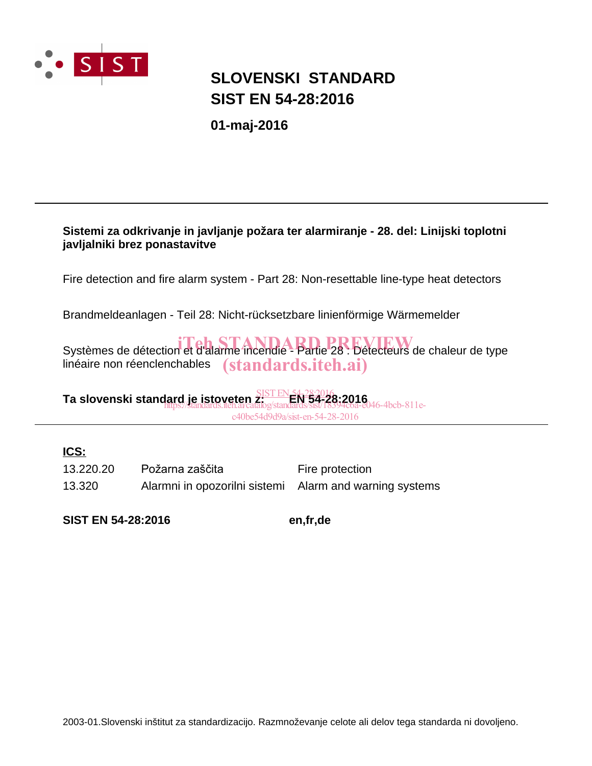# SLOVENSKI STANDARD
# SIST EN 54-28:2016

**01-maj-2016**

---

**Sistemi za odkrivanje in javljanje požara ter alarmiranje - 28. del: Linijski toplotni javljalniki brez ponastavitve**

Fire detection and fire alarm system - Part 28: Non-resettable line-type heat detectors

Brandmeldeanlagen - Teil 28: Nicht-rücksetzbare linienförmige Wärmemelder

Systèmes de détection et d'alarme incendie - Partie 28 : Détecteurs de chaleur de type linéaire non réenclenchables

iTeh STANDARD PREVIEW
(standards.iteh.ai)

**Ta slovenski standard je istoveten z: EN 54-28:2016**

SIST EN 54-28:2016
https://standards.iteh.ai/catalog/standards/sist/18394c6a-e046-4bcb-811e-c40be54d9d9a/sist-en-54-28-2016

---

**ICS:**

| | | |
|---|---|---|
| 13.220.20 | Požarna zaščita | Fire protection |
| 13.320 | Alarmni in opozorilni sistemi | Alarm and warning systems |

**SIST EN 54-28:2016** **en,fr,de**

2003-01.Slovenski inštitut za standardizacijo. Razmnoževanje celote ali delov tega standarda ni dovoljeno.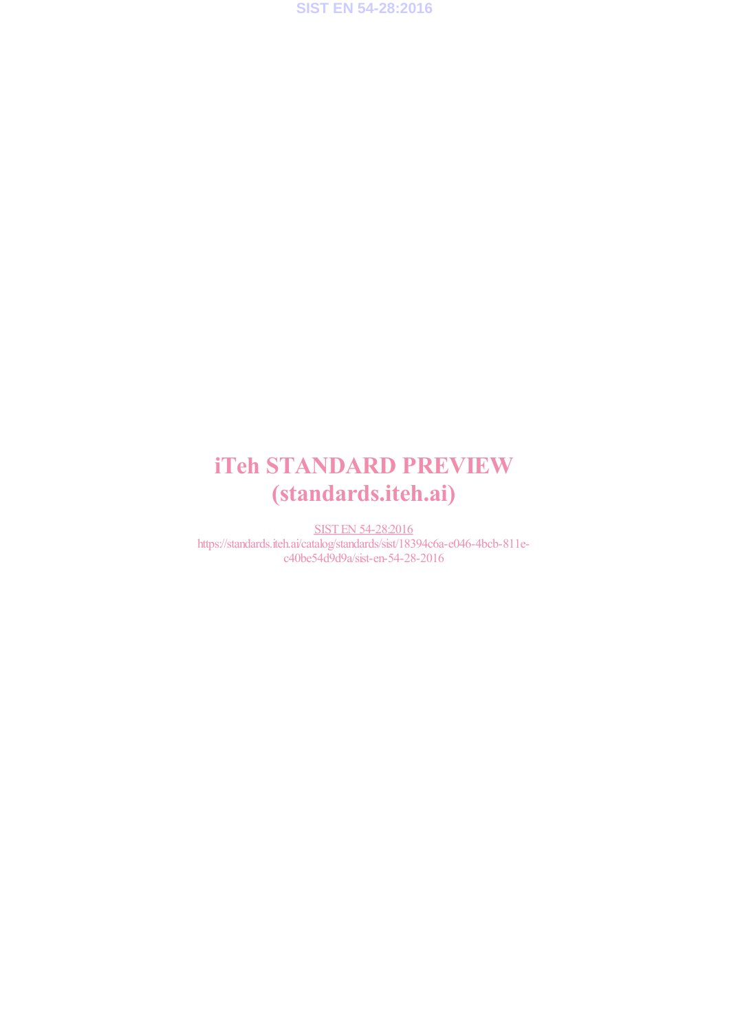iTeh STANDARD PREVIEW
(standards.iteh.ai)

SIST EN 54-28:2016
https://standards.iteh.ai/catalog/standards/sist/18394c6a-e046-4bcb-811e-c40be54d9d9a/sist-en-54-28-2016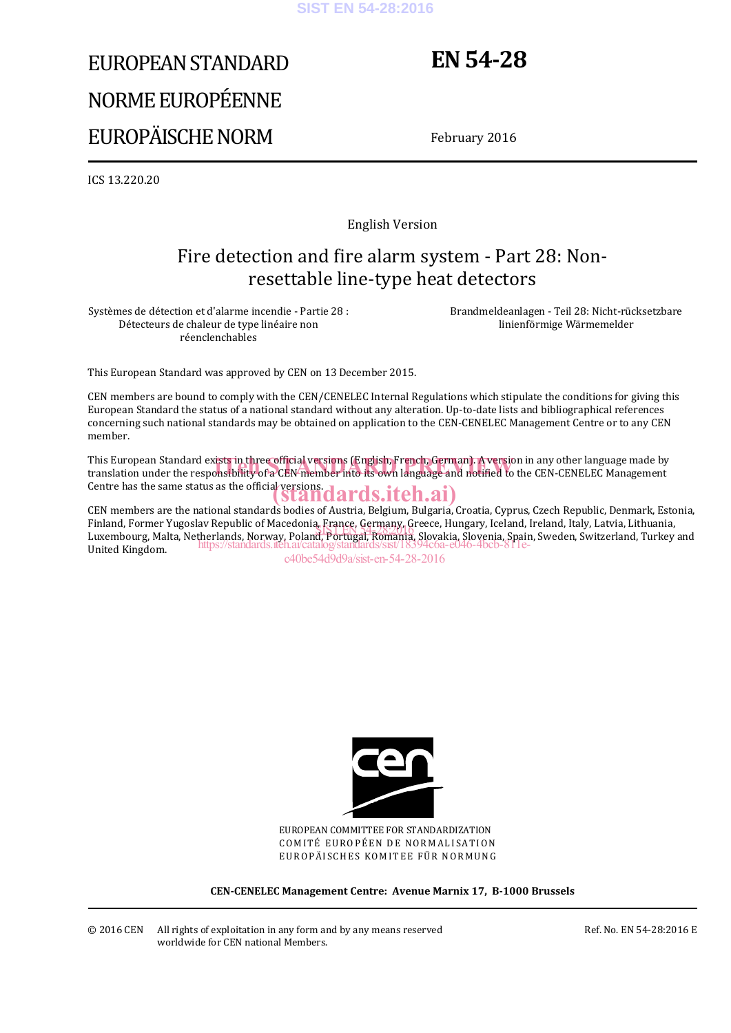EUROPEAN STANDARD

NORME EUROPÉENNE

EUROPÄISCHE NORM

# EN 54-28

February 2016

ICS 13.220.20

English Version

## Fire detection and fire alarm system - Part 28: Non-resettable line-type heat detectors

Systèmes de détection et d'alarme incendie - Partie 28 : Détecteurs de chaleur de type linéaire non réenclenchables

Brandmeldeanlagen - Teil 28: Nicht-rücksetzbare linienförmige Wärmemelder

This European Standard was approved by CEN on 13 December 2015.

CEN members are bound to comply with the CEN/CENELEC Internal Regulations which stipulate the conditions for giving this European Standard the status of a national standard without any alteration. Up-to-date lists and bibliographical references concerning such national standards may be obtained on application to the CEN-CENELEC Management Centre or to any CEN member.

This European Standard exists in three official versions (English, French, German). A version in any other language made by translation under the responsibility of a CEN member into its own language and notified to the CEN-CENELEC Management Centre has the same status as the official versions.

CEN members are the national standards bodies of Austria, Belgium, Bulgaria, Croatia, Cyprus, Czech Republic, Denmark, Estonia, Finland, Former Yugoslav Republic of Macedonia, France, Germany, Greece, Hungary, Iceland, Ireland, Italy, Latvia, Lithuania, Luxembourg, Malta, Netherlands, Norway, Poland, Portugal, Romania, Slovakia, Slovenia, Spain, Sweden, Switzerland, Turkey and United Kingdom.

EUROPEAN COMMITTEE FOR STANDARDIZATION
COMITÉ EUROPÉEN DE NORMALISATION
EUROPÄISCHES KOMITEE FÜR NORMUNG

**CEN-CENELEC Management Centre: Avenue Marnix 17, B-1000 Brussels**

© 2016 CEN All rights of exploitation in any form and by any means reserved worldwide for CEN national Members.

Ref. No. EN 54-28:2016 E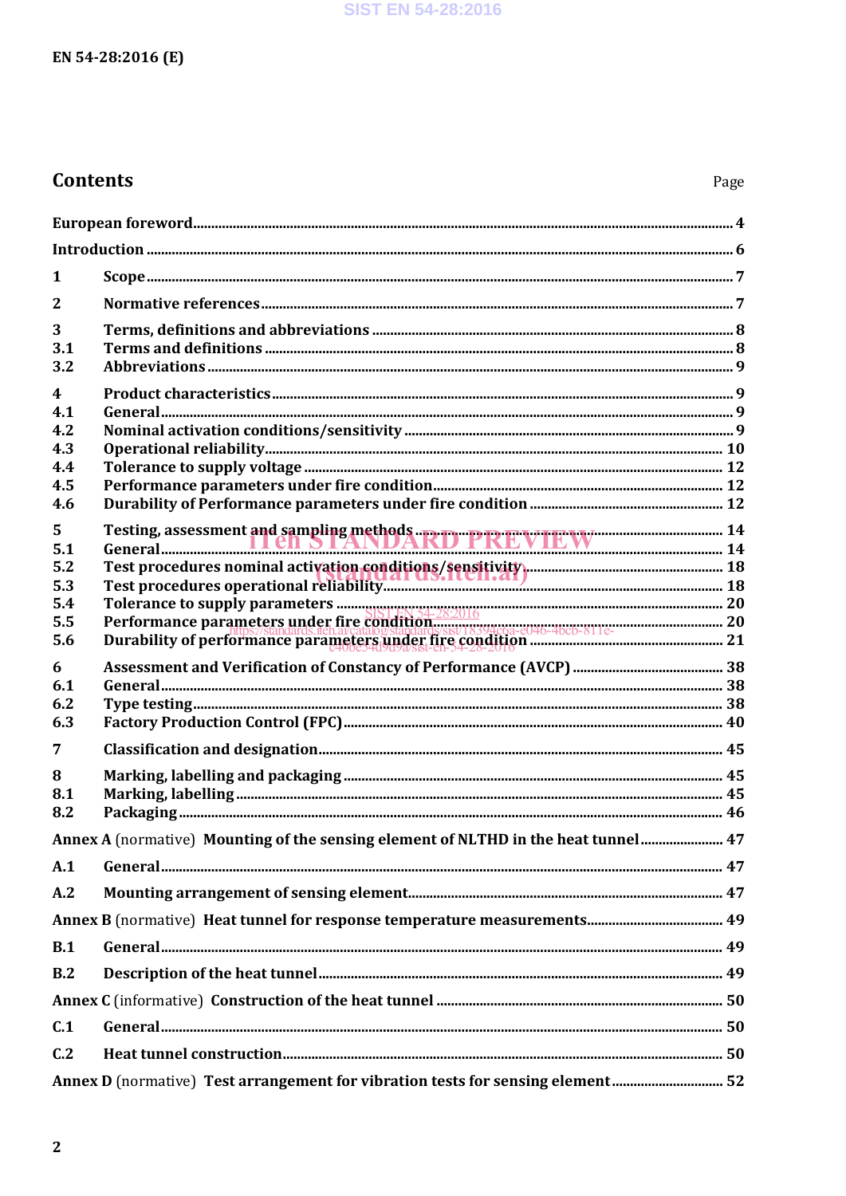# Contents

Page

European foreword ..... 4

Introduction ..... 6

1 Scope ..... 7

2 Normative references ..... 7

3 Terms, definitions and abbreviations ..... 8

3.1 Terms and definitions ..... 8

3.2 Abbreviations ..... 9

4 Product characteristics ..... 9

4.1 General ..... 9

4.2 Nominal activation conditions/sensitivity ..... 9

4.3 Operational reliability ..... 10

4.4 Tolerance to supply voltage ..... 12

4.5 Performance parameters under fire condition ..... 12

4.6 Durability of Performance parameters under fire condition ..... 12

5 Testing, assessment and sampling methods ..... 14

5.1 General ..... 14

5.2 Test procedures nominal activation conditions/sensitivity ..... 18

5.3 Test procedures operational reliability ..... 18

5.4 Tolerance to supply parameters ..... 20

5.5 Performance parameters under fire condition ..... 20

5.6 Durability of performance parameters under fire condition ..... 21

6 Assessment and Verification of Constancy of Performance (AVCP) ..... 38

6.1 General ..... 38

6.2 Type testing ..... 38

6.3 Factory Production Control (FPC) ..... 40

7 Classification and designation ..... 45

8 Marking, labelling and packaging ..... 45

8.1 Marking, labelling ..... 45

8.2 Packaging ..... 46

Annex A (normative) Mounting of the sensing element of NLTHD in the heat tunnel ..... 47

A.1 General ..... 47

A.2 Mounting arrangement of sensing element ..... 47

Annex B (normative) Heat tunnel for response temperature measurements ..... 49

B.1 General ..... 49

B.2 Description of the heat tunnel ..... 49

Annex C (informative) Construction of the heat tunnel ..... 50

C.1 General ..... 50

C.2 Heat tunnel construction ..... 50

Annex D (normative) Test arrangement for vibration tests for sensing element ..... 52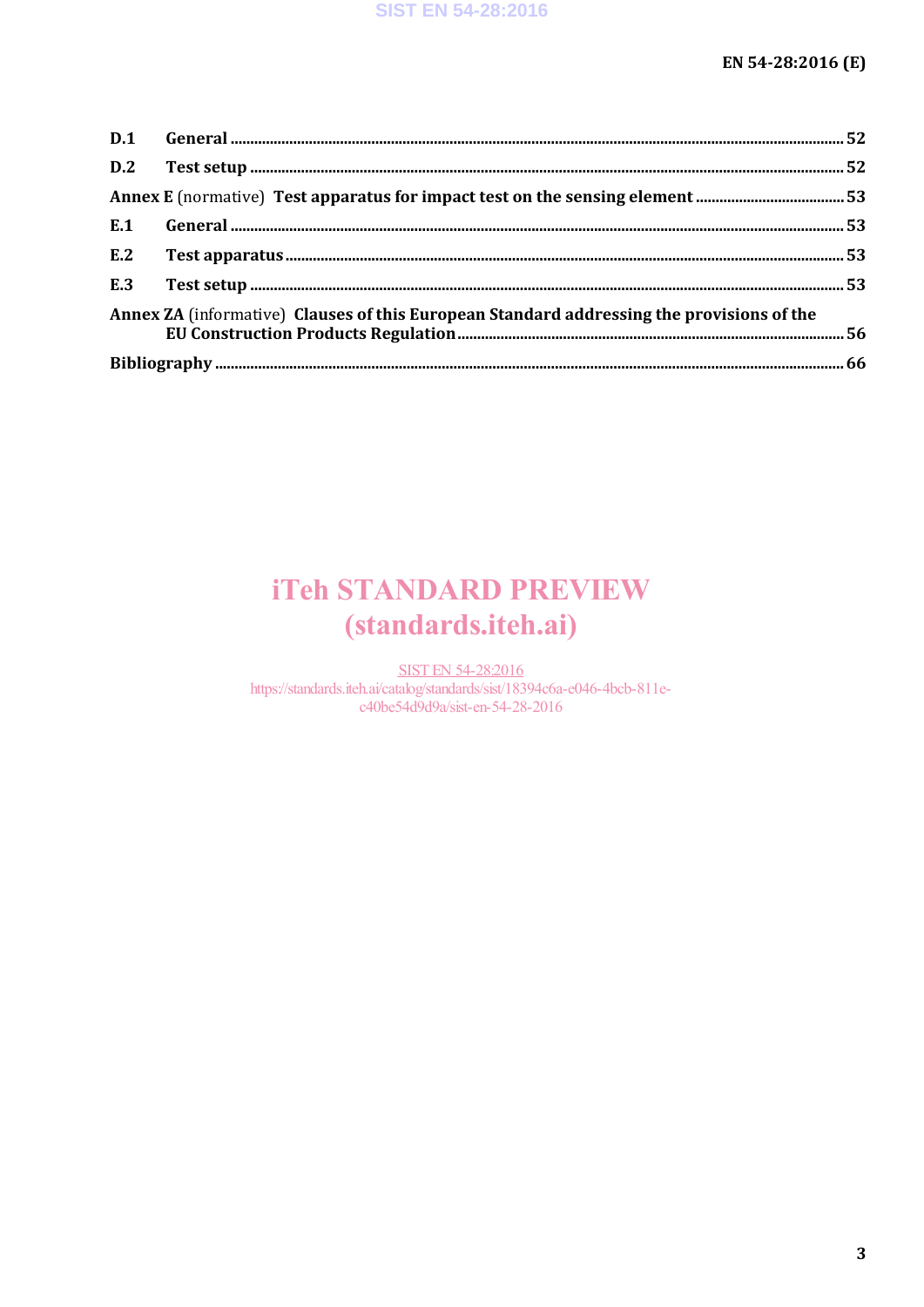D.1 General ........................................................................................................................................................ 52

D.2 Test setup ..................................................................................................................................................... 52

**Annex E** (normative) **Test apparatus for impact test on the sensing element** ...................................... 53

E.1 General ........................................................................................................................................................ 53

E.2 Test apparatus ........................................................................................................................................... 53

E.3 Test setup ..................................................................................................................................................... 53

**Annex ZA** (informative) **Clauses of this European Standard addressing the provisions of the EU Construction Products Regulation** ................................................................................................. 56

**Bibliography** .................................................................................................................................................... 66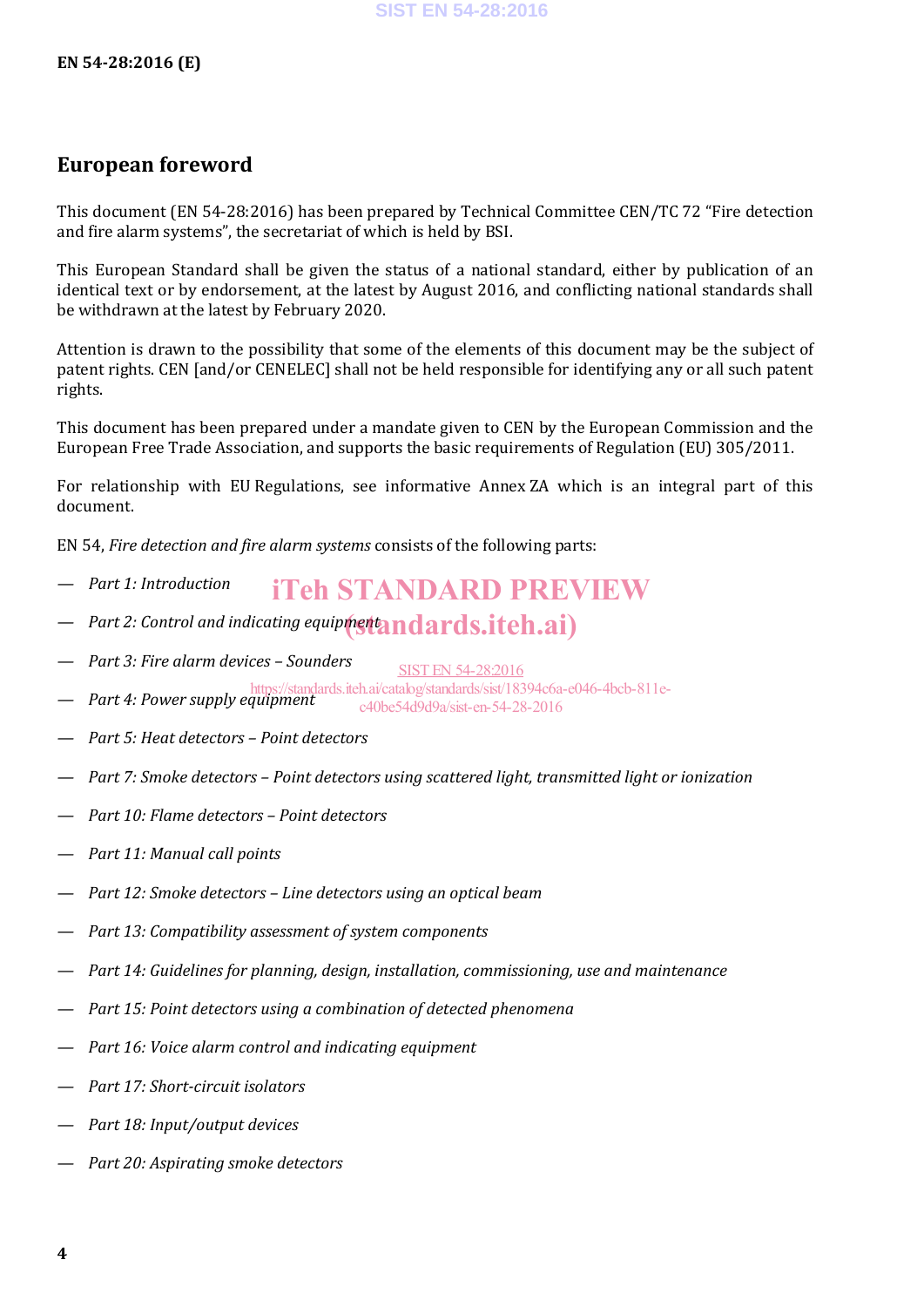## European foreword

This document (EN 54-28:2016) has been prepared by Technical Committee CEN/TC 72 “Fire detection and fire alarm systems”, the secretariat of which is held by BSI.

This European Standard shall be given the status of a national standard, either by publication of an identical text or by endorsement, at the latest by August 2016, and conflicting national standards shall be withdrawn at the latest by February 2020.

Attention is drawn to the possibility that some of the elements of this document may be the subject of patent rights. CEN [and/or CENELEC] shall not be held responsible for identifying any or all such patent rights.

This document has been prepared under a mandate given to CEN by the European Commission and the European Free Trade Association, and supports the basic requirements of Regulation (EU) 305/2011.

For relationship with EU Regulations, see informative Annex ZA which is an integral part of this document.

EN 54, *Fire detection and fire alarm systems* consists of the following parts:

— *Part 1: Introduction*

— *Part 2: Control and indicating equipment*

— *Part 3: Fire alarm devices – Sounders*

— *Part 4: Power supply equipment*

— *Part 5: Heat detectors – Point detectors*

— *Part 7: Smoke detectors – Point detectors using scattered light, transmitted light or ionization*

— *Part 10: Flame detectors – Point detectors*

— *Part 11: Manual call points*

— *Part 12: Smoke detectors – Line detectors using an optical beam*

— *Part 13: Compatibility assessment of system components*

— *Part 14: Guidelines for planning, design, installation, commissioning, use and maintenance*

— *Part 15: Point detectors using a combination of detected phenomena*

— *Part 16: Voice alarm control and indicating equipment*

— *Part 17: Short-circuit isolators*

— *Part 18: Input/output devices*

— *Part 20: Aspirating smoke detectors*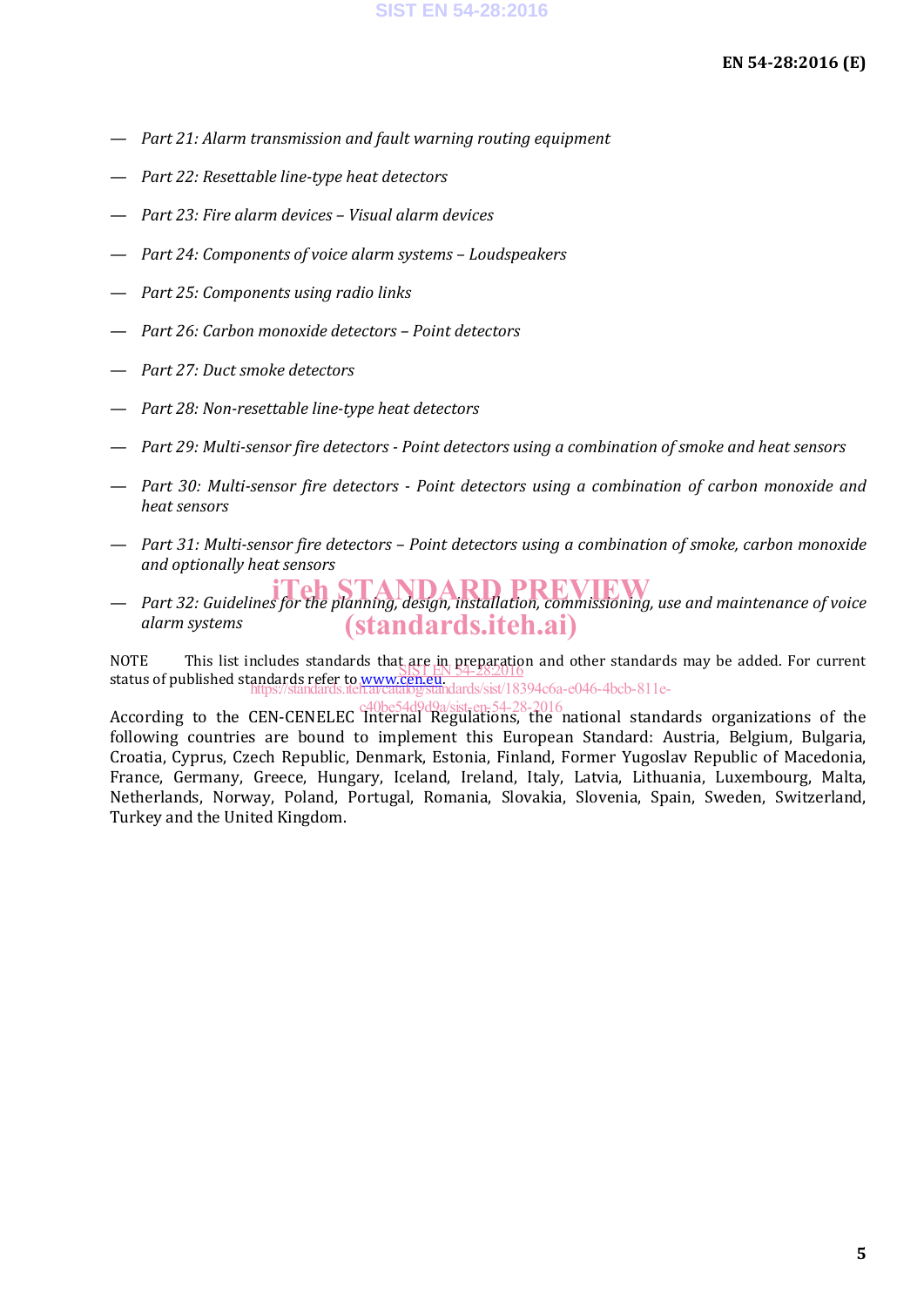— *Part 21: Alarm transmission and fault warning routing equipment*

— *Part 22: Resettable line-type heat detectors*

— *Part 23: Fire alarm devices – Visual alarm devices*

— *Part 24: Components of voice alarm systems – Loudspeakers*

— *Part 25: Components using radio links*

— *Part 26: Carbon monoxide detectors – Point detectors*

— *Part 27: Duct smoke detectors*

— *Part 28: Non-resettable line-type heat detectors*

— *Part 29: Multi-sensor fire detectors - Point detectors using a combination of smoke and heat sensors*

— *Part 30: Multi-sensor fire detectors - Point detectors using a combination of carbon monoxide and heat sensors*

— *Part 31: Multi-sensor fire detectors – Point detectors using a combination of smoke, carbon monoxide and optionally heat sensors*

— *Part 32: Guidelines for the planning, design, installation, commissioning, use and maintenance of voice alarm systems*

NOTE This list includes standards that are in preparation and other standards may be added. For current status of published standards refer to www.cen.eu.

According to the CEN-CENELEC Internal Regulations, the national standards organizations of the following countries are bound to implement this European Standard: Austria, Belgium, Bulgaria, Croatia, Cyprus, Czech Republic, Denmark, Estonia, Finland, Former Yugoslav Republic of Macedonia, France, Germany, Greece, Hungary, Iceland, Ireland, Italy, Latvia, Lithuania, Luxembourg, Malta, Netherlands, Norway, Poland, Portugal, Romania, Slovakia, Slovenia, Spain, Sweden, Switzerland, Turkey and the United Kingdom.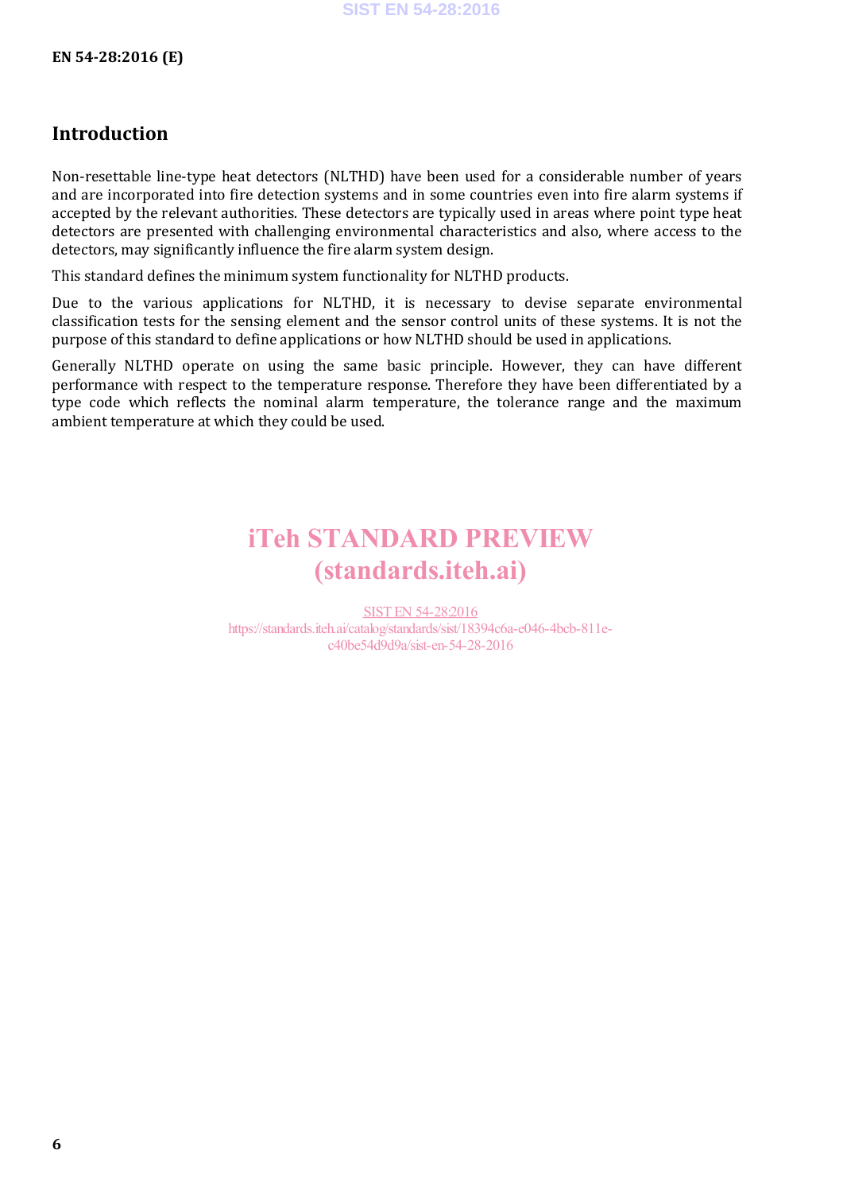## Introduction

Non-resettable line-type heat detectors (NLTHD) have been used for a considerable number of years and are incorporated into fire detection systems and in some countries even into fire alarm systems if accepted by the relevant authorities. These detectors are typically used in areas where point type heat detectors are presented with challenging environmental characteristics and also, where access to the detectors, may significantly influence the fire alarm system design.

This standard defines the minimum system functionality for NLTHD products.

Due to the various applications for NLTHD, it is necessary to devise separate environmental classification tests for the sensing element and the sensor control units of these systems. It is not the purpose of this standard to define applications or how NLTHD should be used in applications.

Generally NLTHD operate on using the same basic principle. However, they can have different performance with respect to the temperature response. Therefore they have been differentiated by a type code which reflects the nominal alarm temperature, the tolerance range and the maximum ambient temperature at which they could be used.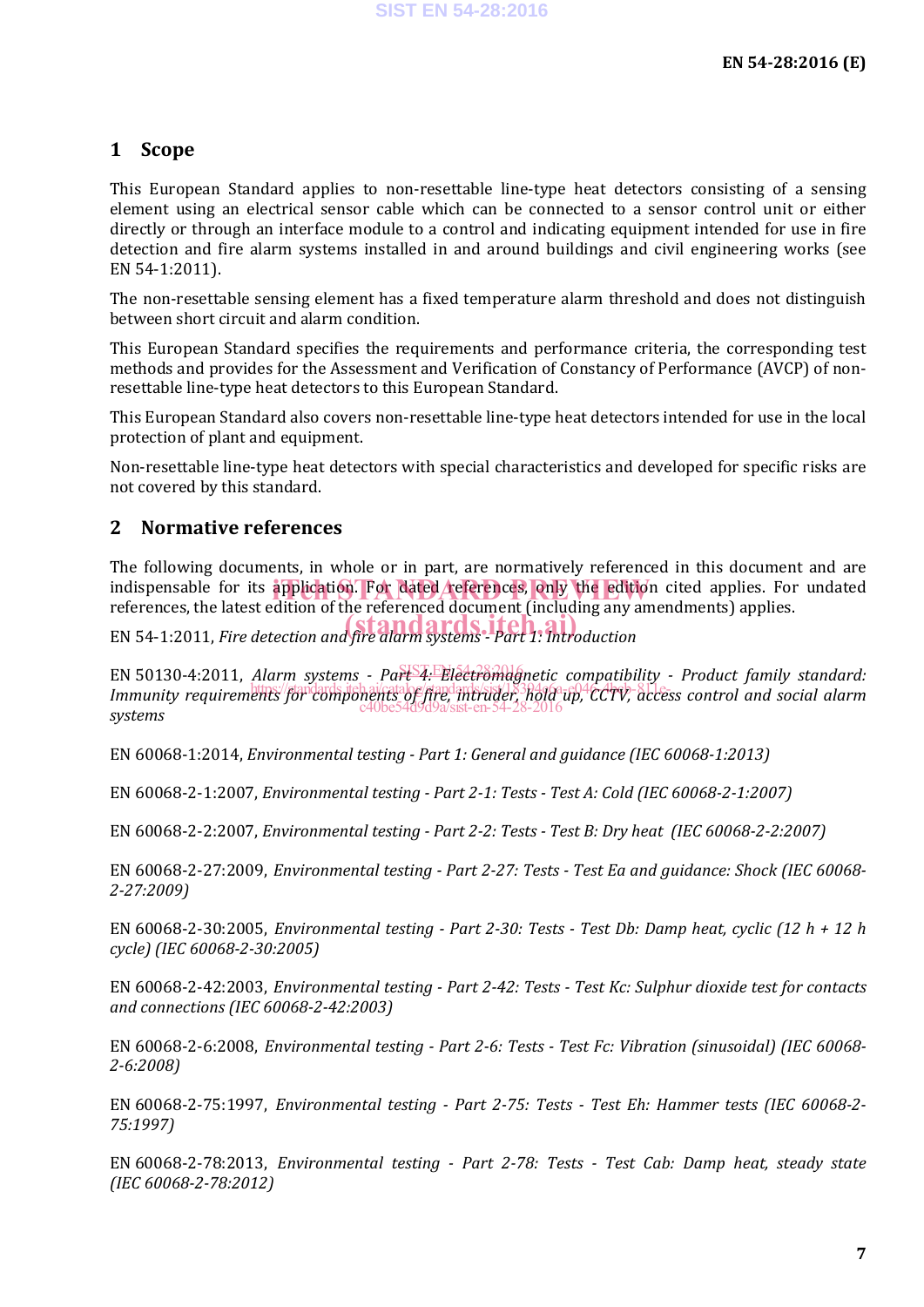## 1 Scope

This European Standard applies to non-resettable line-type heat detectors consisting of a sensing element using an electrical sensor cable which can be connected to a sensor control unit or either directly or through an interface module to a control and indicating equipment intended for use in fire detection and fire alarm systems installed in and around buildings and civil engineering works (see EN 54-1:2011).

The non-resettable sensing element has a fixed temperature alarm threshold and does not distinguish between short circuit and alarm condition.

This European Standard specifies the requirements and performance criteria, the corresponding test methods and provides for the Assessment and Verification of Constancy of Performance (AVCP) of non-resettable line-type heat detectors to this European Standard.

This European Standard also covers non-resettable line-type heat detectors intended for use in the local protection of plant and equipment.

Non-resettable line-type heat detectors with special characteristics and developed for specific risks are not covered by this standard.

## 2 Normative references

The following documents, in whole or in part, are normatively referenced in this document and are indispensable for its application. For dated references, only the edition cited applies. For undated references, the latest edition of the referenced document (including any amendments) applies.

EN 54-1:2011, *Fire detection and fire alarm systems - Part 1: Introduction*

EN 50130-4:2011, *Alarm systems - Part 4: Electromagnetic compatibility - Product family standard: Immunity requirements for components of fire, intruder, hold up, CCTV, access control and social alarm systems*

EN 60068-1:2014, *Environmental testing - Part 1: General and guidance (IEC 60068-1:2013)*

EN 60068-2-1:2007, *Environmental testing - Part 2-1: Tests - Test A: Cold (IEC 60068-2-1:2007)*

EN 60068-2-2:2007, *Environmental testing - Part 2-2: Tests - Test B: Dry heat (IEC 60068-2-2:2007)*

EN 60068-2-27:2009, *Environmental testing - Part 2-27: Tests - Test Ea and guidance: Shock (IEC 60068-2-27:2009)*

EN 60068-2-30:2005, *Environmental testing - Part 2-30: Tests - Test Db: Damp heat, cyclic (12 h + 12 h cycle) (IEC 60068-2-30:2005)*

EN 60068-2-42:2003, *Environmental testing - Part 2-42: Tests - Test Kc: Sulphur dioxide test for contacts and connections (IEC 60068-2-42:2003)*

EN 60068-2-6:2008, *Environmental testing - Part 2-6: Tests - Test Fc: Vibration (sinusoidal) (IEC 60068-2-6:2008)*

EN 60068-2-75:1997, *Environmental testing - Part 2-75: Tests - Test Eh: Hammer tests (IEC 60068-2-75:1997)*

EN 60068-2-78:2013, *Environmental testing - Part 2-78: Tests - Test Cab: Damp heat, steady state (IEC 60068-2-78:2012)*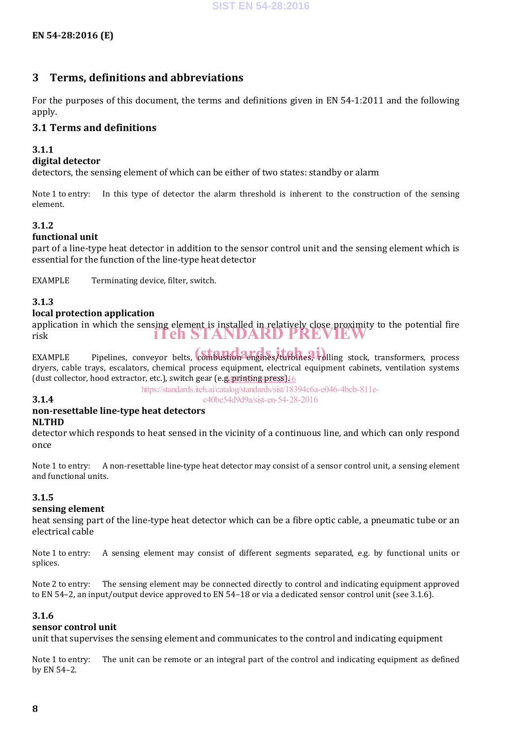# 3 Terms, definitions and abbreviations

For the purposes of this document, the terms and definitions given in EN 54-1:2011 and the following apply.

## 3.1 Terms and definitions

### 3.1.1

**digital detector**

detectors, the sensing element of which can be either of two states: standby or alarm

Note 1 to entry: In this type of detector the alarm threshold is inherent to the construction of the sensing element.

### 3.1.2

**functional unit**

part of a line-type heat detector in addition to the sensor control unit and the sensing element which is essential for the function of the line-type heat detector

EXAMPLE Terminating device, filter, switch.

### 3.1.3

**local protection application**

application in which the sensing element is installed in relatively close proximity to the potential fire risk

EXAMPLE Pipelines, conveyor belts, combustion engines/turbines, rolling stock, transformers, process dryers, cable trays, escalators, chemical process equipment, electrical equipment cabinets, ventilation systems (dust collector, hood extractor, etc.), switch gear (e.g. printing press).

### 3.1.4

**non-resettable line-type heat detectors**

**NLTHD**

detector which responds to heat sensed in the vicinity of a continuous line, and which can only respond once

Note 1 to entry: A non-resettable line-type heat detector may consist of a sensor control unit, a sensing element and functional units.

### 3.1.5

**sensing element**

heat sensing part of the line-type heat detector which can be a fibre optic cable, a pneumatic tube or an electrical cable

Note 1 to entry: A sensing element may consist of different segments separated, e.g. by functional units or splices.

Note 2 to entry: The sensing element may be connected directly to control and indicating equipment approved to EN 54–2, an input/output device approved to EN 54–18 or via a dedicated sensor control unit (see 3.1.6).

### 3.1.6

**sensor control unit**

unit that supervises the sensing element and communicates to the control and indicating equipment

Note 1 to entry: The unit can be remote or an integral part of the control and indicating equipment as defined by EN 54–2.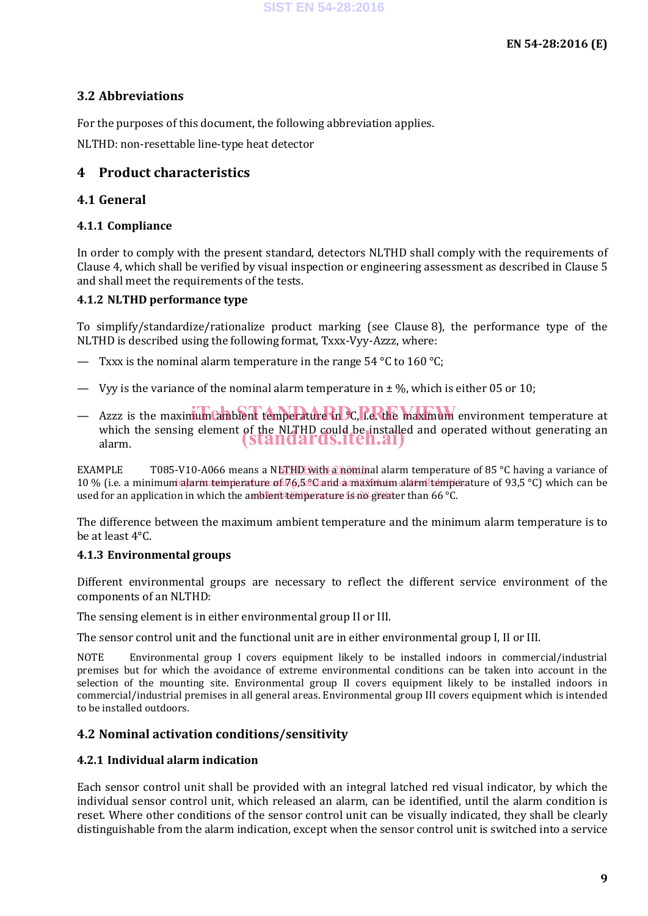## 3.2 Abbreviations

For the purposes of this document, the following abbreviation applies.

NLTHD: non-resettable line-type heat detector

# 4 Product characteristics

## 4.1 General

### 4.1.1 Compliance

In order to comply with the present standard, detectors NLTHD shall comply with the requirements of Clause 4, which shall be verified by visual inspection or engineering assessment as described in Clause 5 and shall meet the requirements of the tests.

### 4.1.2 NLTHD performance type

To simplify/standardize/rationalize product marking (see Clause 8), the performance type of the NLTHD is described using the following format, Txxx-Vyy-Azzz, where:

— Txxx is the nominal alarm temperature in the range 54 °C to 160 °C;

— Vyy is the variance of the nominal alarm temperature in ± %, which is either 05 or 10;

— Azzz is the maximum ambient temperature in °C, i.e. the maximum environment temperature at which the sensing element of the NLTHD could be installed and operated without generating an alarm.

EXAMPLE T085-V10-A066 means a NLTHD with a nominal alarm temperature of 85 °C having a variance of 10 % (i.e. a minimum alarm temperature of 76,5 °C and a maximum alarm temperature of 93,5 °C) which can be used for an application in which the ambient temperature is no greater than 66 °C.

The difference between the maximum ambient temperature and the minimum alarm temperature is to be at least 4°C.

### 4.1.3 Environmental groups

Different environmental groups are necessary to reflect the different service environment of the components of an NLTHD:

The sensing element is in either environmental group II or III.

The sensor control unit and the functional unit are in either environmental group I, II or III.

NOTE Environmental group I covers equipment likely to be installed indoors in commercial/industrial premises but for which the avoidance of extreme environmental conditions can be taken into account in the selection of the mounting site. Environmental group II covers equipment likely to be installed indoors in commercial/industrial premises in all general areas. Environmental group III covers equipment which is intended to be installed outdoors.

## 4.2 Nominal activation conditions/sensitivity

### 4.2.1 Individual alarm indication

Each sensor control unit shall be provided with an integral latched red visual indicator, by which the individual sensor control unit, which released an alarm, can be identified, until the alarm condition is reset. Where other conditions of the sensor control unit can be visually indicated, they shall be clearly distinguishable from the alarm indication, except when the sensor control unit is switched into a service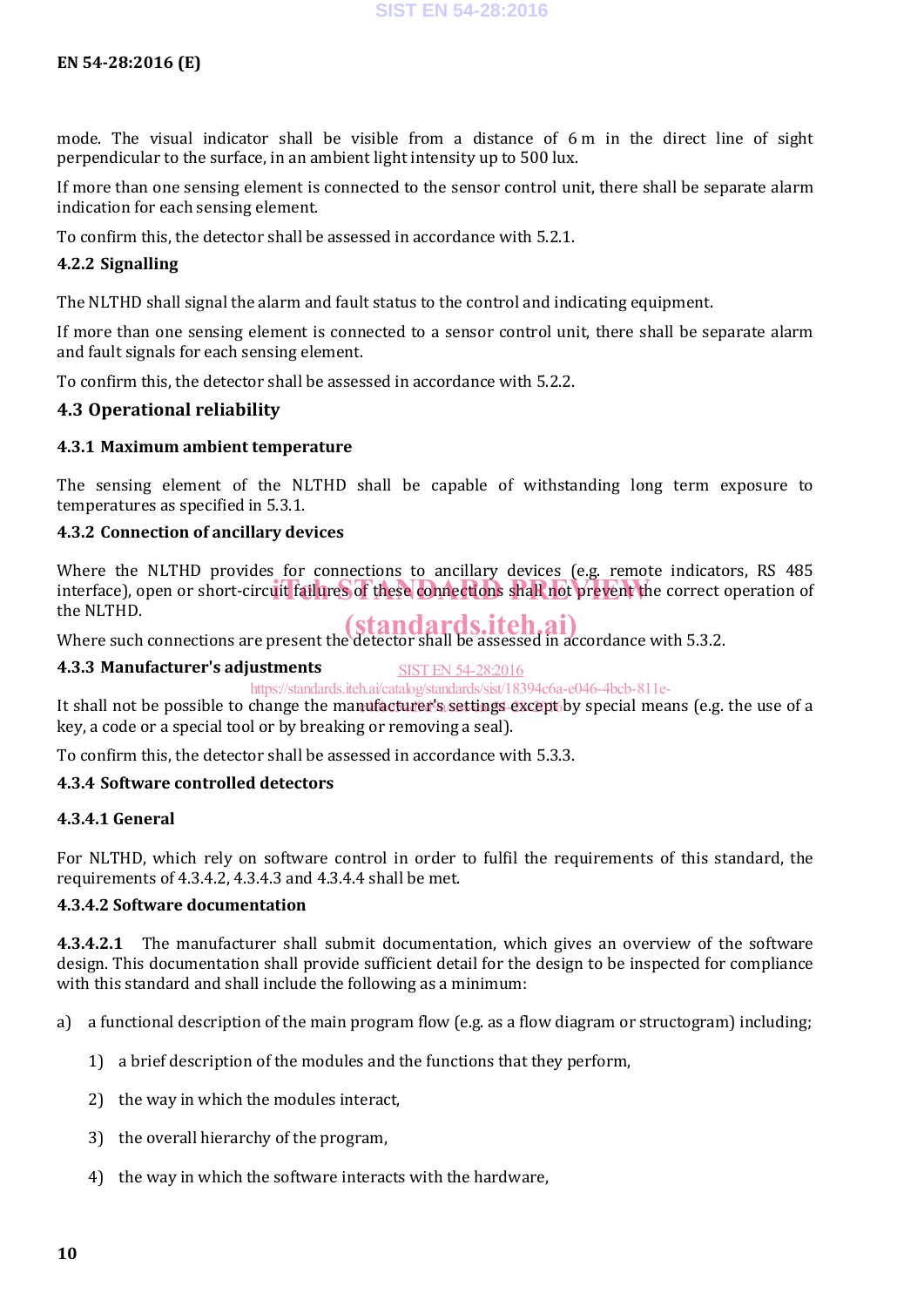mode. The visual indicator shall be visible from a distance of 6 m in the direct line of sight perpendicular to the surface, in an ambient light intensity up to 500 lux.

If more than one sensing element is connected to the sensor control unit, there shall be separate alarm indication for each sensing element.

To confirm this, the detector shall be assessed in accordance with 5.2.1.

### 4.2.2 Signalling

The NLTHD shall signal the alarm and fault status to the control and indicating equipment.

If more than one sensing element is connected to a sensor control unit, there shall be separate alarm and fault signals for each sensing element.

To confirm this, the detector shall be assessed in accordance with 5.2.2.

## 4.3 Operational reliability

### 4.3.1 Maximum ambient temperature

The sensing element of the NLTHD shall be capable of withstanding long term exposure to temperatures as specified in 5.3.1.

### 4.3.2 Connection of ancillary devices

Where the NLTHD provides for connections to ancillary devices (e.g. remote indicators, RS 485 interface), open or short-circuit failures of these connections shall not prevent the correct operation of the NLTHD.

Where such connections are present the detector shall be assessed in accordance with 5.3.2.

### 4.3.3 Manufacturer's adjustments

It shall not be possible to change the manufacturer's settings except by special means (e.g. the use of a key, a code or a special tool or by breaking or removing a seal).

To confirm this, the detector shall be assessed in accordance with 5.3.3.

### 4.3.4 Software controlled detectors

#### 4.3.4.1 General

For NLTHD, which rely on software control in order to fulfil the requirements of this standard, the requirements of 4.3.4.2, 4.3.4.3 and 4.3.4.4 shall be met.

#### 4.3.4.2 Software documentation

**4.3.4.2.1** The manufacturer shall submit documentation, which gives an overview of the software design. This documentation shall provide sufficient detail for the design to be inspected for compliance with this standard and shall include the following as a minimum:

a) a functional description of the main program flow (e.g. as a flow diagram or structogram) including;

   1) a brief description of the modules and the functions that they perform,

   2) the way in which the modules interact,

   3) the overall hierarchy of the program,

   4) the way in which the software interacts with the hardware,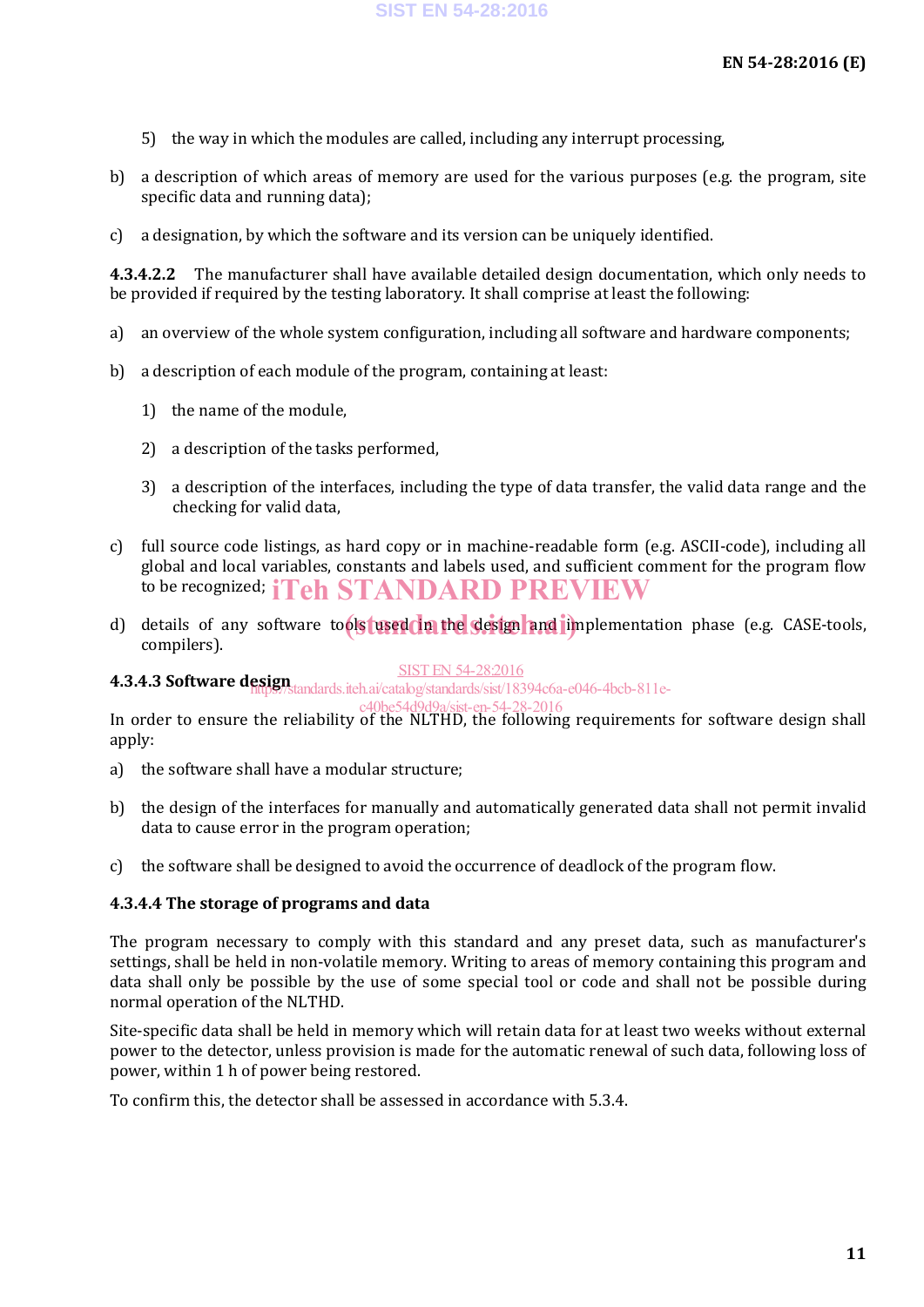5) the way in which the modules are called, including any interrupt processing,

b) a description of which areas of memory are used for the various purposes (e.g. the program, site specific data and running data);

c) a designation, by which the software and its version can be uniquely identified.

**4.3.4.2.2** The manufacturer shall have available detailed design documentation, which only needs to be provided if required by the testing laboratory. It shall comprise at least the following:

a) an overview of the whole system configuration, including all software and hardware components;

b) a description of each module of the program, containing at least:

   1) the name of the module,

   2) a description of the tasks performed,

   3) a description of the interfaces, including the type of data transfer, the valid data range and the checking for valid data,

c) full source code listings, as hard copy or in machine-readable form (e.g. ASCII-code), including all global and local variables, constants and labels used, and sufficient comment for the program flow to be recognized;

d) details of any software tools used in the design and implementation phase (e.g. CASE-tools, compilers).

#### 4.3.4.3 Software design

In order to ensure the reliability of the NLTHD, the following requirements for software design shall apply:

a) the software shall have a modular structure;

b) the design of the interfaces for manually and automatically generated data shall not permit invalid data to cause error in the program operation;

c) the software shall be designed to avoid the occurrence of deadlock of the program flow.

#### 4.3.4.4 The storage of programs and data

The program necessary to comply with this standard and any preset data, such as manufacturer's settings, shall be held in non-volatile memory. Writing to areas of memory containing this program and data shall only be possible by the use of some special tool or code and shall not be possible during normal operation of the NLTHD.

Site-specific data shall be held in memory which will retain data for at least two weeks without external power to the detector, unless provision is made for the automatic renewal of such data, following loss of power, within 1 h of power being restored.

To confirm this, the detector shall be assessed in accordance with 5.3.4.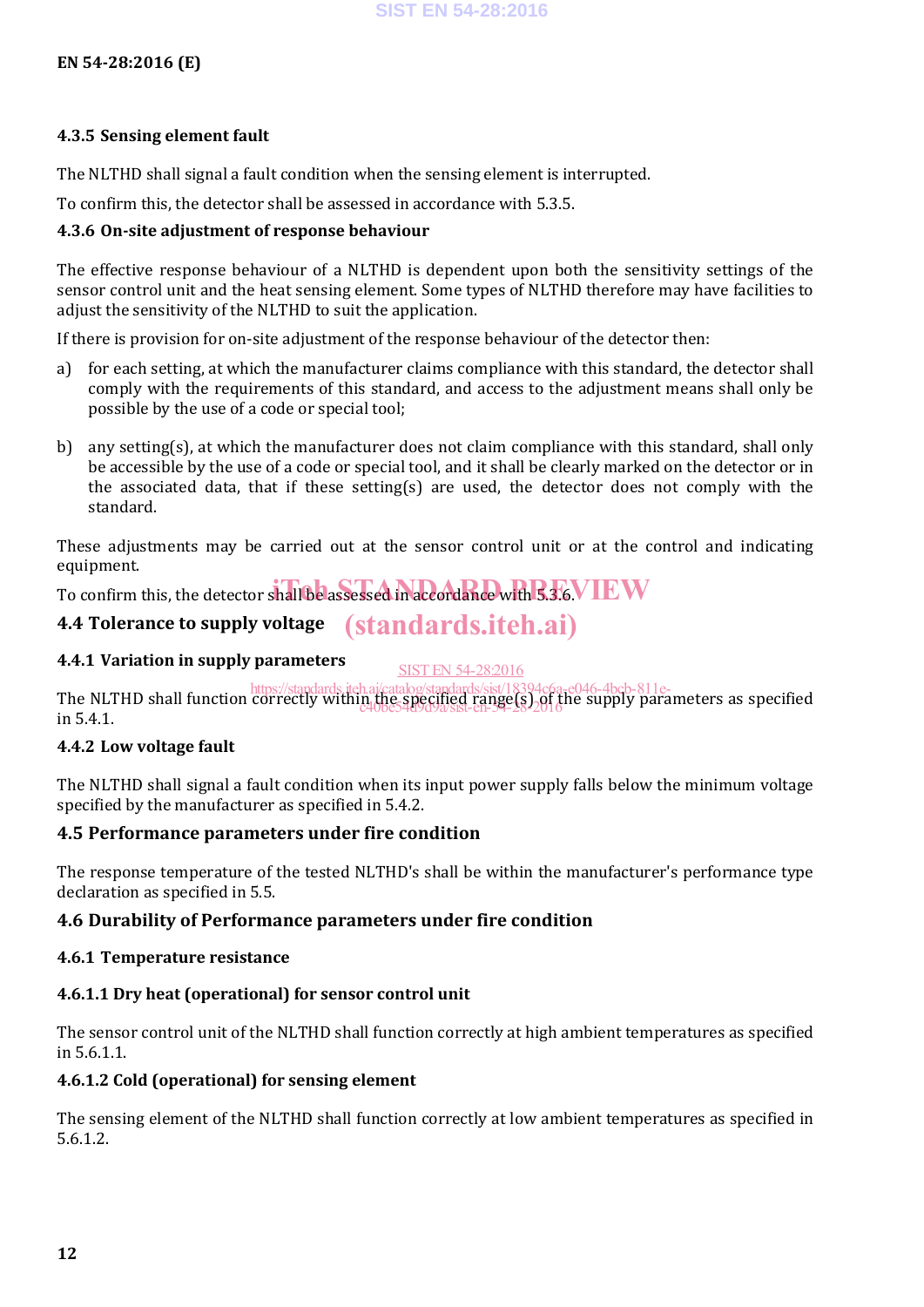### 4.3.5 Sensing element fault

The NLTHD shall signal a fault condition when the sensing element is interrupted.

To confirm this, the detector shall be assessed in accordance with 5.3.5.

### 4.3.6 On-site adjustment of response behaviour

The effective response behaviour of a NLTHD is dependent upon both the sensitivity settings of the sensor control unit and the heat sensing element. Some types of NLTHD therefore may have facilities to adjust the sensitivity of the NLTHD to suit the application.

If there is provision for on-site adjustment of the response behaviour of the detector then:

a) for each setting, at which the manufacturer claims compliance with this standard, the detector shall comply with the requirements of this standard, and access to the adjustment means shall only be possible by the use of a code or special tool;

b) any setting(s), at which the manufacturer does not claim compliance with this standard, shall only be accessible by the use of a code or special tool, and it shall be clearly marked on the detector or in the associated data, that if these setting(s) are used, the detector does not comply with the standard.

These adjustments may be carried out at the sensor control unit or at the control and indicating equipment.

To confirm this, the detector shall be assessed in accordance with 5.3.6.

## 4.4 Tolerance to supply voltage

### 4.4.1 Variation in supply parameters

The NLTHD shall function correctly within the specified range(s) of the supply parameters as specified in 5.4.1.

### 4.4.2 Low voltage fault

The NLTHD shall signal a fault condition when its input power supply falls below the minimum voltage specified by the manufacturer as specified in 5.4.2.

## 4.5 Performance parameters under fire condition

The response temperature of the tested NLTHD's shall be within the manufacturer's performance type declaration as specified in 5.5.

## 4.6 Durability of Performance parameters under fire condition

### 4.6.1 Temperature resistance

#### 4.6.1.1 Dry heat (operational) for sensor control unit

The sensor control unit of the NLTHD shall function correctly at high ambient temperatures as specified in 5.6.1.1.

#### 4.6.1.2 Cold (operational) for sensing element

The sensing element of the NLTHD shall function correctly at low ambient temperatures as specified in 5.6.1.2.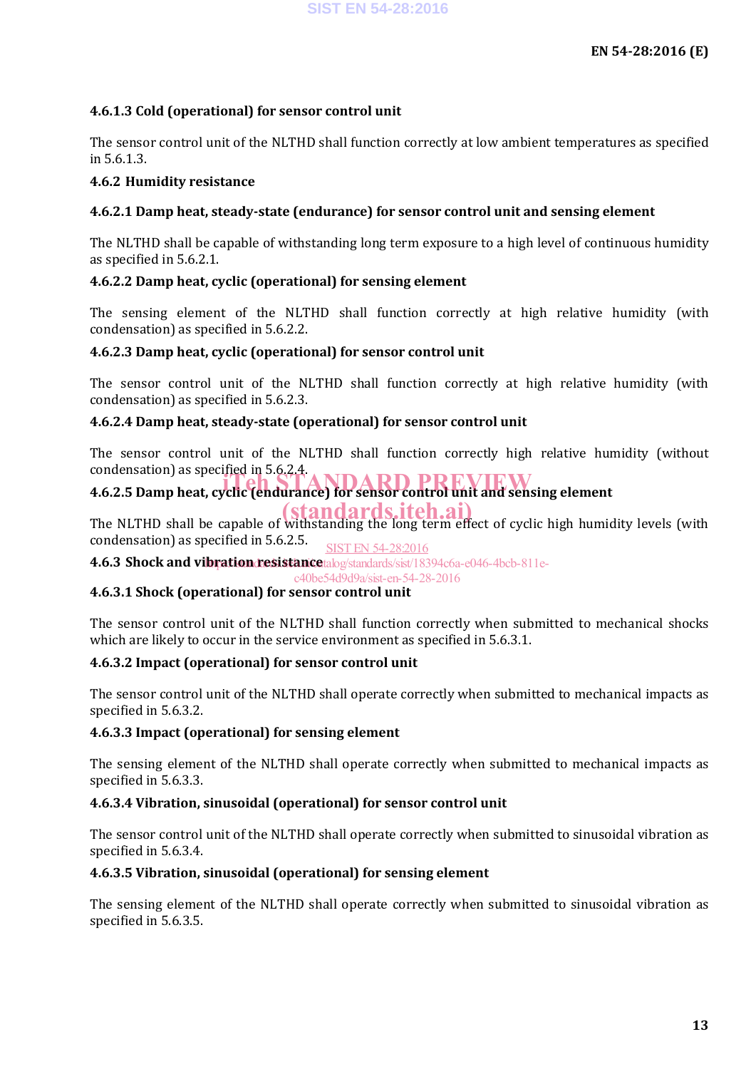#### 4.6.1.3 Cold (operational) for sensor control unit

The sensor control unit of the NLTHD shall function correctly at low ambient temperatures as specified in 5.6.1.3.

### 4.6.2 Humidity resistance

#### 4.6.2.1 Damp heat, steady-state (endurance) for sensor control unit and sensing element

The NLTHD shall be capable of withstanding long term exposure to a high level of continuous humidity as specified in 5.6.2.1.

#### 4.6.2.2 Damp heat, cyclic (operational) for sensing element

The sensing element of the NLTHD shall function correctly at high relative humidity (with condensation) as specified in 5.6.2.2.

#### 4.6.2.3 Damp heat, cyclic (operational) for sensor control unit

The sensor control unit of the NLTHD shall function correctly at high relative humidity (with condensation) as specified in 5.6.2.3.

#### 4.6.2.4 Damp heat, steady-state (operational) for sensor control unit

The sensor control unit of the NLTHD shall function correctly high relative humidity (without condensation) as specified in 5.6.2.4.

#### 4.6.2.5 Damp heat, cyclic (endurance) for sensor control unit and sensing element

The NLTHD shall be capable of withstanding the long term effect of cyclic high humidity levels (with condensation) as specified in 5.6.2.5.

### 4.6.3 Shock and vibration resistance

#### 4.6.3.1 Shock (operational) for sensor control unit

The sensor control unit of the NLTHD shall function correctly when submitted to mechanical shocks which are likely to occur in the service environment as specified in 5.6.3.1.

#### 4.6.3.2 Impact (operational) for sensor control unit

The sensor control unit of the NLTHD shall operate correctly when submitted to mechanical impacts as specified in 5.6.3.2.

#### 4.6.3.3 Impact (operational) for sensing element

The sensing element of the NLTHD shall operate correctly when submitted to mechanical impacts as specified in 5.6.3.3.

#### 4.6.3.4 Vibration, sinusoidal (operational) for sensor control unit

The sensor control unit of the NLTHD shall operate correctly when submitted to sinusoidal vibration as specified in 5.6.3.4.

#### 4.6.3.5 Vibration, sinusoidal (operational) for sensing element

The sensing element of the NLTHD shall operate correctly when submitted to sinusoidal vibration as specified in 5.6.3.5.